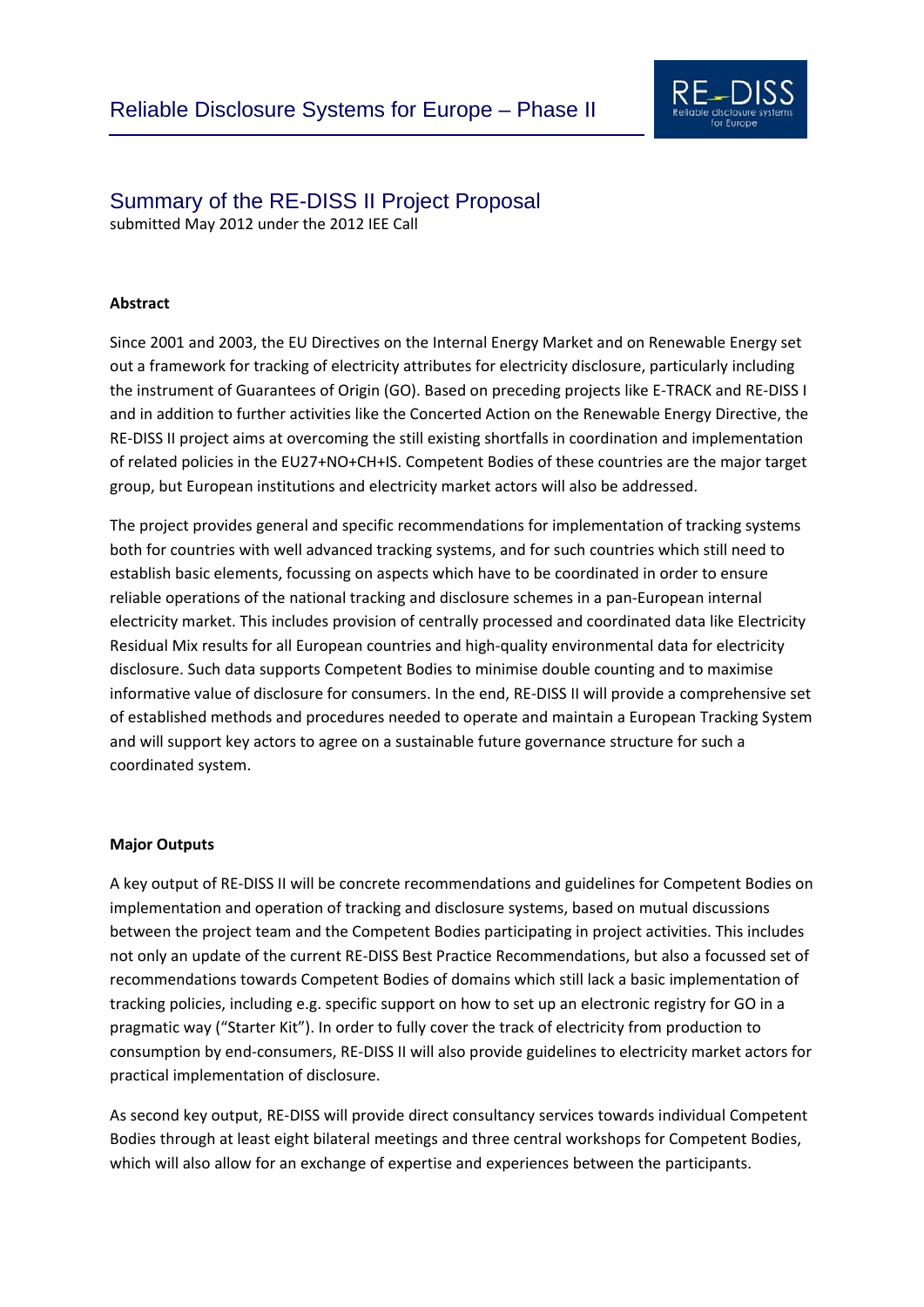# Reliable Disclosure Systems for Europe – Phase II

## Summary of the RE-DISS II Project Proposal

submitted May 2012 under the 2012 IEE Call

**Abstract**

Since 2001 and 2003, the EU Directives on the Internal Energy Market and on Renewable Energy set out a framework for tracking of electricity attributes for electricity disclosure, particularly including the instrument of Guarantees of Origin (GO). Based on preceding projects like E-TRACK and RE-DISS I and in addition to further activities like the Concerted Action on the Renewable Energy Directive, the RE-DISS II project aims at overcoming the still existing shortfalls in coordination and implementation of related policies in the EU27+NO+CH+IS. Competent Bodies of these countries are the major target group, but European institutions and electricity market actors will also be addressed.

The project provides general and specific recommendations for implementation of tracking systems both for countries with well advanced tracking systems, and for such countries which still need to establish basic elements, focussing on aspects which have to be coordinated in order to ensure reliable operations of the national tracking and disclosure schemes in a pan-European internal electricity market. This includes provision of centrally processed and coordinated data like Electricity Residual Mix results for all European countries and high-quality environmental data for electricity disclosure. Such data supports Competent Bodies to minimise double counting and to maximise informative value of disclosure for consumers. In the end, RE-DISS II will provide a comprehensive set of established methods and procedures needed to operate and maintain a European Tracking System and will support key actors to agree on a sustainable future governance structure for such a coordinated system.

**Major Outputs**

A key output of RE-DISS II will be concrete recommendations and guidelines for Competent Bodies on implementation and operation of tracking and disclosure systems, based on mutual discussions between the project team and the Competent Bodies participating in project activities. This includes not only an update of the current RE-DISS Best Practice Recommendations, but also a focussed set of recommendations towards Competent Bodies of domains which still lack a basic implementation of tracking policies, including e.g. specific support on how to set up an electronic registry for GO in a pragmatic way ("Starter Kit"). In order to fully cover the track of electricity from production to consumption by end-consumers, RE-DISS II will also provide guidelines to electricity market actors for practical implementation of disclosure.

As second key output, RE-DISS will provide direct consultancy services towards individual Competent Bodies through at least eight bilateral meetings and three central workshops for Competent Bodies, which will also allow for an exchange of expertise and experiences between the participants.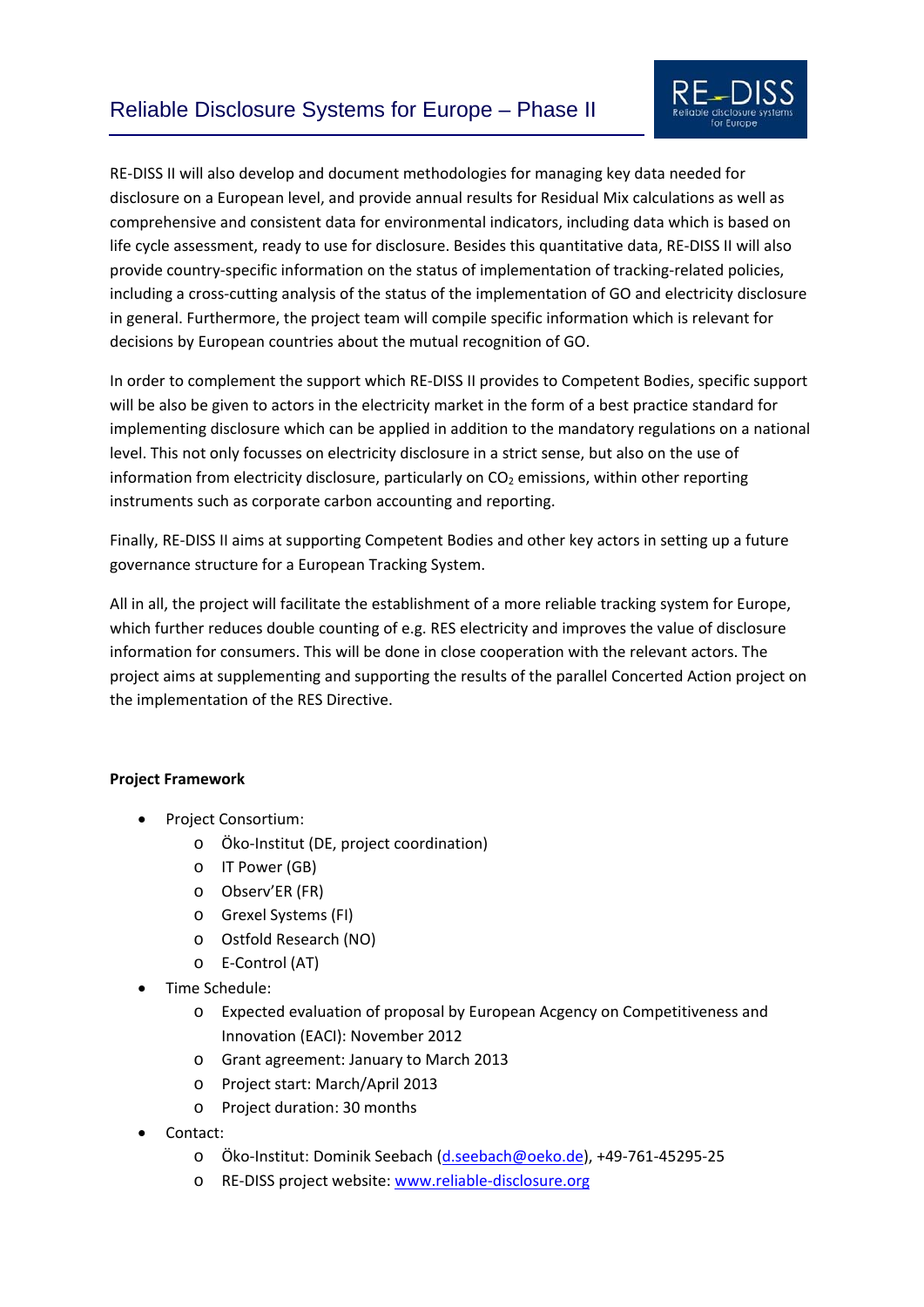RE-DISS II will also develop and document methodologies for managing key data needed for disclosure on a European level, and provide annual results for Residual Mix calculations as well as comprehensive and consistent data for environmental indicators, including data which is based on life cycle assessment, ready to use for disclosure. Besides this quantitative data, RE-DISS II will also provide country-specific information on the status of implementation of tracking-related policies, including a cross-cutting analysis of the status of the implementation of GO and electricity disclosure in general. Furthermore, the project team will compile specific information which is relevant for decisions by European countries about the mutual recognition of GO.

In order to complement the support which RE-DISS II provides to Competent Bodies, specific support will be also be given to actors in the electricity market in the form of a best practice standard for implementing disclosure which can be applied in addition to the mandatory regulations on a national level. This not only focusses on electricity disclosure in a strict sense, but also on the use of information from electricity disclosure, particularly on $CO_2$ emissions, within other reporting instruments such as corporate carbon accounting and reporting.

Finally, RE-DISS II aims at supporting Competent Bodies and other key actors in setting up a future governance structure for a European Tracking System.

All in all, the project will facilitate the establishment of a more reliable tracking system for Europe, which further reduces double counting of e.g. RES electricity and improves the value of disclosure information for consumers. This will be done in close cooperation with the relevant actors. The project aims at supplementing and supporting the results of the parallel Concerted Action project on the implementation of the RES Directive.

**Project Framework**

- Project Consortium:
  - Öko-Institut (DE, project coordination)
  - IT Power (GB)
  - Observ'ER (FR)
  - Grexel Systems (FI)
  - Ostfold Research (NO)
  - E-Control (AT)
- Time Schedule:
  - Expected evaluation of proposal by European Acgency on Competitiveness and Innovation (EACI): November 2012
  - Grant agreement: January to March 2013
  - Project start: March/April 2013
  - Project duration: 30 months
- Contact:
  - Öko-Institut: Dominik Seebach (d.seebach@oeko.de), +49-761-45295-25
  - RE-DISS project website: www.reliable-disclosure.org